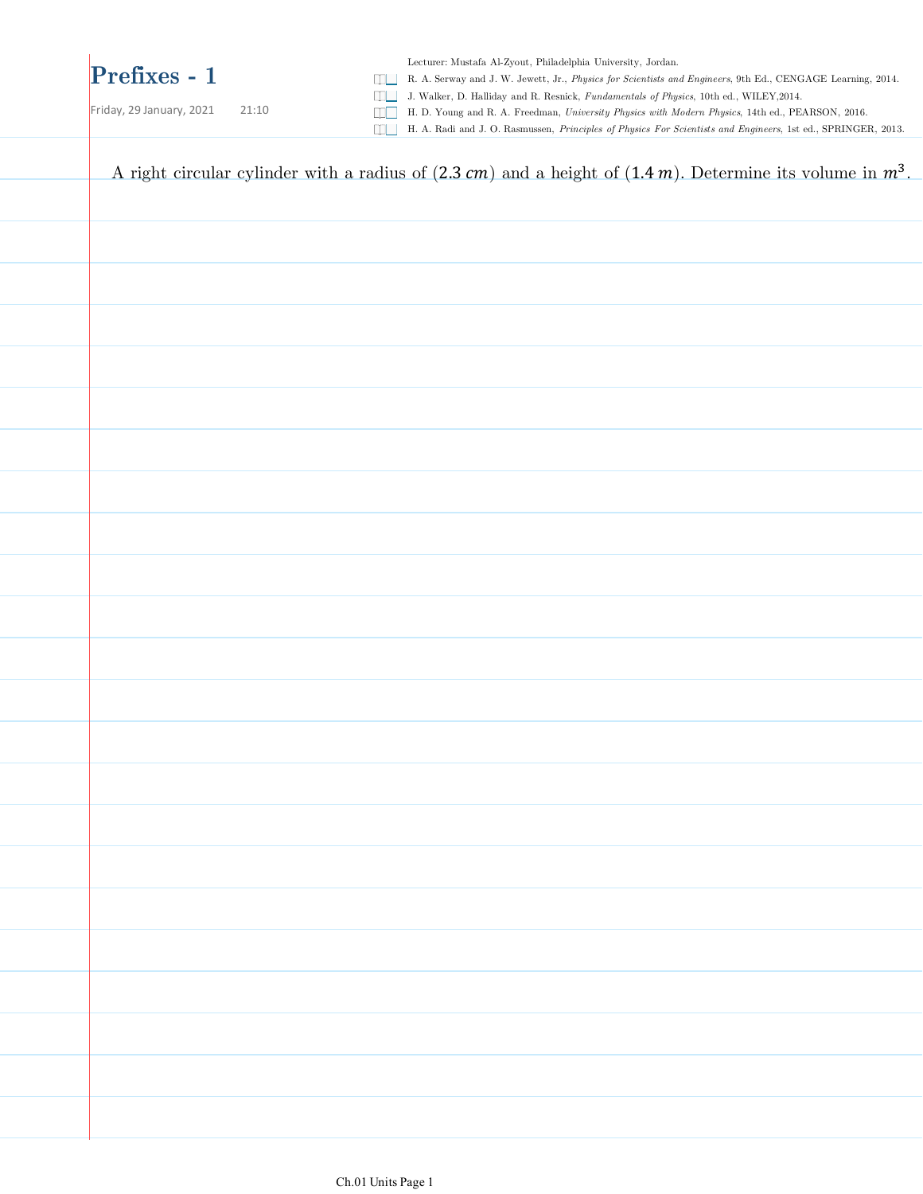# Prefixes - 1

Friday, 29 January, 2021 21:10

Lecturer: Mustafa Al-Zyout, Philadelphia University, Jordan.

- R. A. Serway and J. W. Jewett, Jr., *Physics for Scientists and Engineers*, 9th Ed., CENGAGE Learning, 2014.
- J. Walker, D. Halliday and R. Resnick, *Fundamentals of Physics*, 10th ed., WILEY,2014.
- H. D. Young and R. A. Freedman, *University Physics with Modern Physics*, 14th ed., PEARSON, 2016.
- H. A. Radi and J. O. Rasmussen, *Principles of Physics For Scientists and Engineers*, 1st ed., SPRINGER, 2013.

A right circular cylinder with a radius of $(2.3\ cm)$ and a height of $(1.4\ m)$. Determine its volume in $m^3$.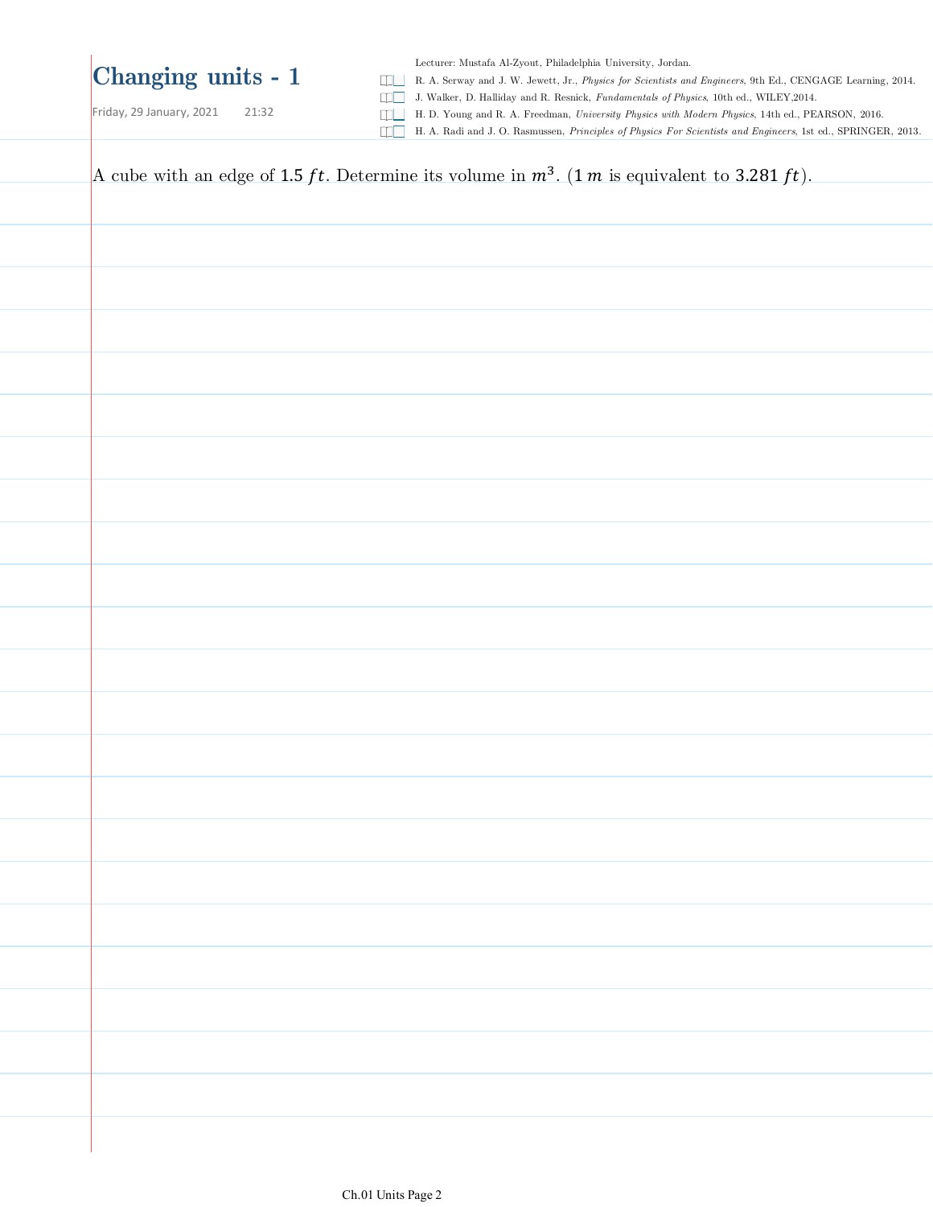# Changing units - 1

Friday, 29 January, 2021 21:32

Lecturer: Mustafa Al-Zyout, Philadelphia University, Jordan.

- R. A. Serway and J. W. Jewett, Jr., *Physics for Scientists and Engineers*, 9th Ed., CENGAGE Learning, 2014.
- J. Walker, D. Halliday and R. Resnick, *Fundamentals of Physics*, 10th ed., WILEY,2014.
- H. D. Young and R. A. Freedman, *University Physics with Modern Physics*, 14th ed., PEARSON, 2016.
- H. A. Radi and J. O. Rasmussen, *Principles of Physics For Scientists and Engineers*, 1st ed., SPRINGER, 2013.

A cube with an edge of $1.5\ ft$. Determine its volume in $m^3$. ($1\ m$ is equivalent to $3.281\ ft$).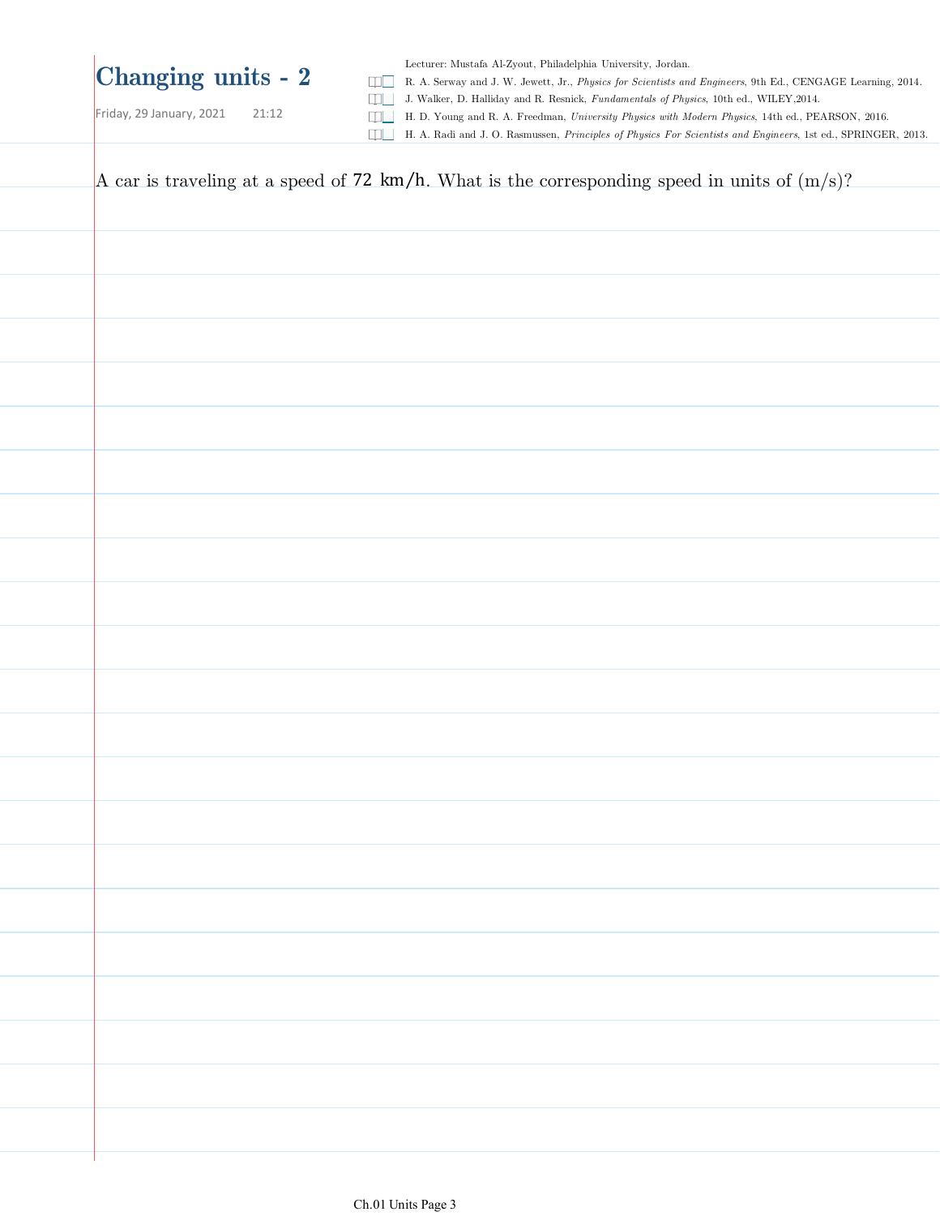# Changing units - 2

Friday, 29 January, 2021 21:12

Lecturer: Mustafa Al-Zyout, Philadelphia University, Jordan.

- R. A. Serway and J. W. Jewett, Jr., *Physics for Scientists and Engineers*, 9th Ed., CENGAGE Learning, 2014.
- J. Walker, D. Halliday and R. Resnick, *Fundamentals of Physics*, 10th ed., WILEY,2014.
- H. D. Young and R. A. Freedman, *University Physics with Modern Physics*, 14th ed., PEARSON, 2016.
- H. A. Radi and J. O. Rasmussen, *Principles of Physics For Scientists and Engineers*, 1st ed., SPRINGER, 2013.

A car is traveling at a speed of 72 km/h. What is the corresponding speed in units of (m/s)?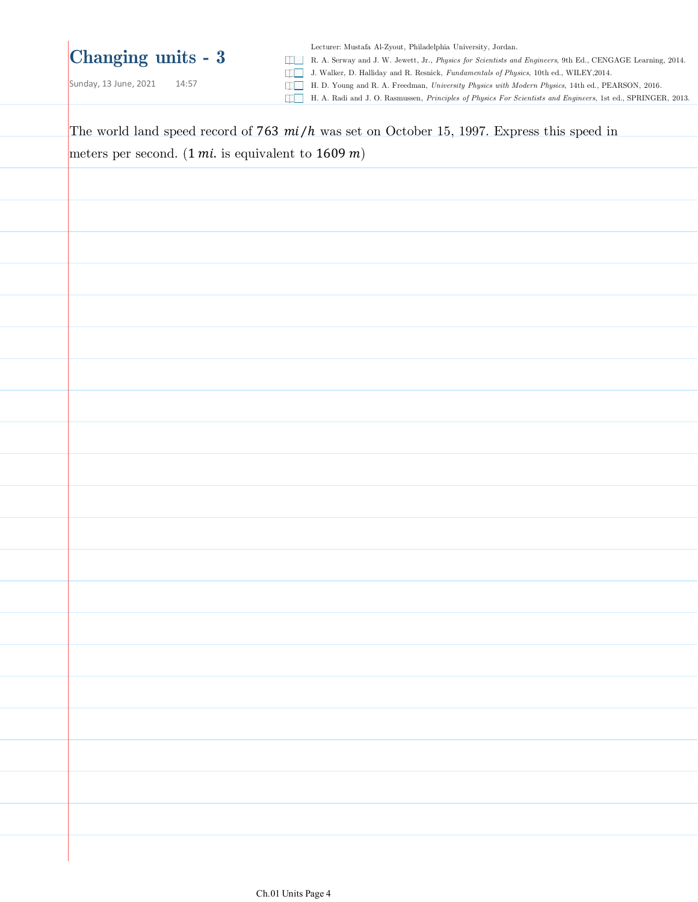# Changing units - 3

Sunday, 13 June, 2021 14:57

Lecturer: Mustafa Al-Zyout, Philadelphia University, Jordan.

- R. A. Serway and J. W. Jewett, Jr., *Physics for Scientists and Engineers*, 9th Ed., CENGAGE Learning, 2014.
- J. Walker, D. Halliday and R. Resnick, *Fundamentals of Physics*, 10th ed., WILEY,2014.
- H. D. Young and R. A. Freedman, *University Physics with Modern Physics*, 14th ed., PEARSON, 2016.
- H. A. Radi and J. O. Rasmussen, *Principles of Physics For Scientists and Engineers*, 1st ed., SPRINGER, 2013.

The world land speed record of $763\ mi/h$ was set on October 15, 1997. Express this speed in meters per second. ($1\ mi.$ is equivalent to $1609\ m$)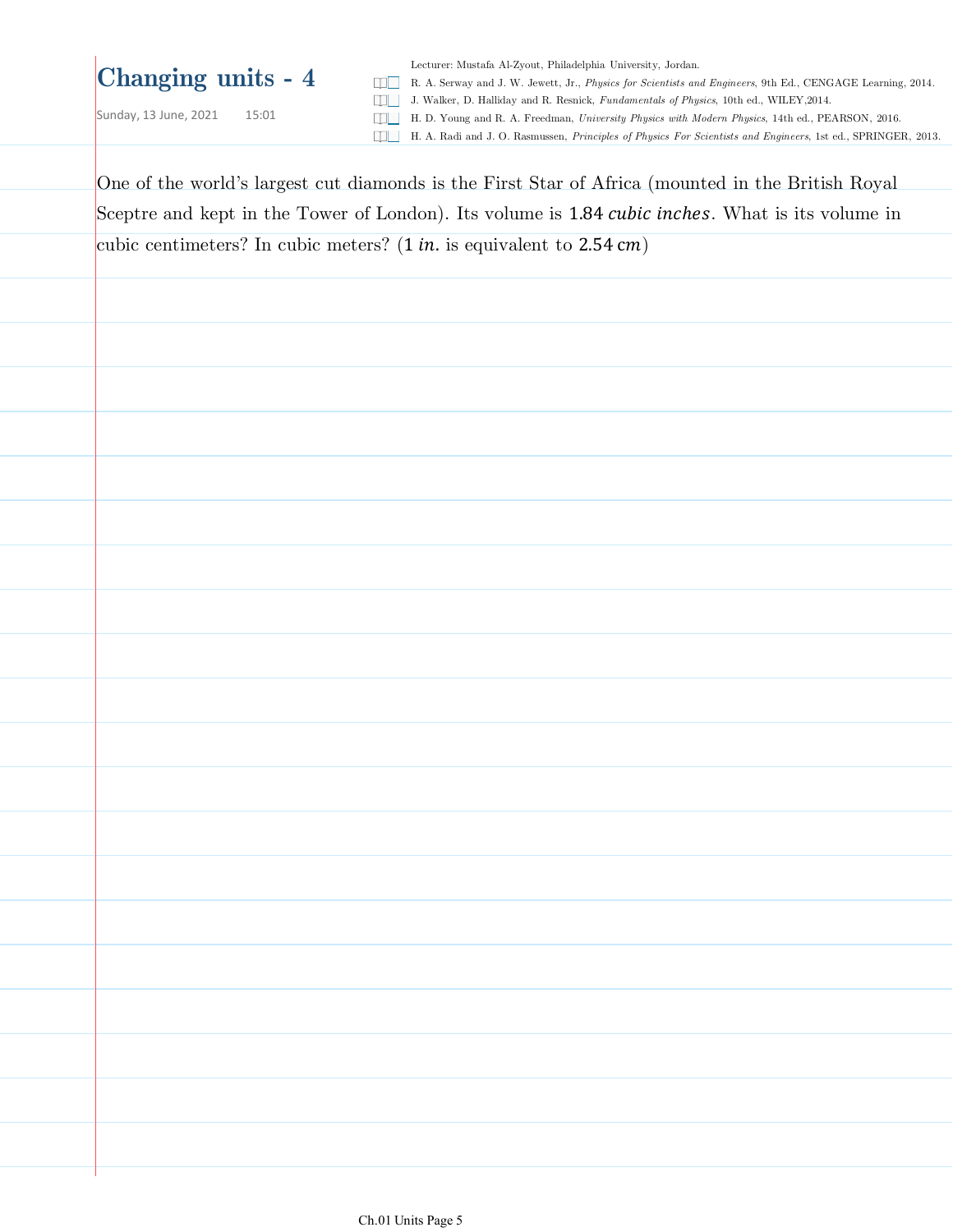# Changing units - 4

Sunday, 13 June, 2021 15:01

Lecturer: Mustafa Al-Zyout, Philadelphia University, Jordan.

- R. A. Serway and J. W. Jewett, Jr., *Physics for Scientists and Engineers*, 9th Ed., CENGAGE Learning, 2014.
- J. Walker, D. Halliday and R. Resnick, *Fundamentals of Physics*, 10th ed., WILEY,2014.
- H. D. Young and R. A. Freedman, *University Physics with Modern Physics*, 14th ed., PEARSON, 2016.
- H. A. Radi and J. O. Rasmussen, *Principles of Physics For Scientists and Engineers*, 1st ed., SPRINGER, 2013.

One of the world's largest cut diamonds is the First Star of Africa (mounted in the British Royal Sceptre and kept in the Tower of London). Its volume is $1.84\ cubic\ inches$. What is its volume in cubic centimeters? In cubic meters? ($1\ in.$ is equivalent to $2.54\ cm$)